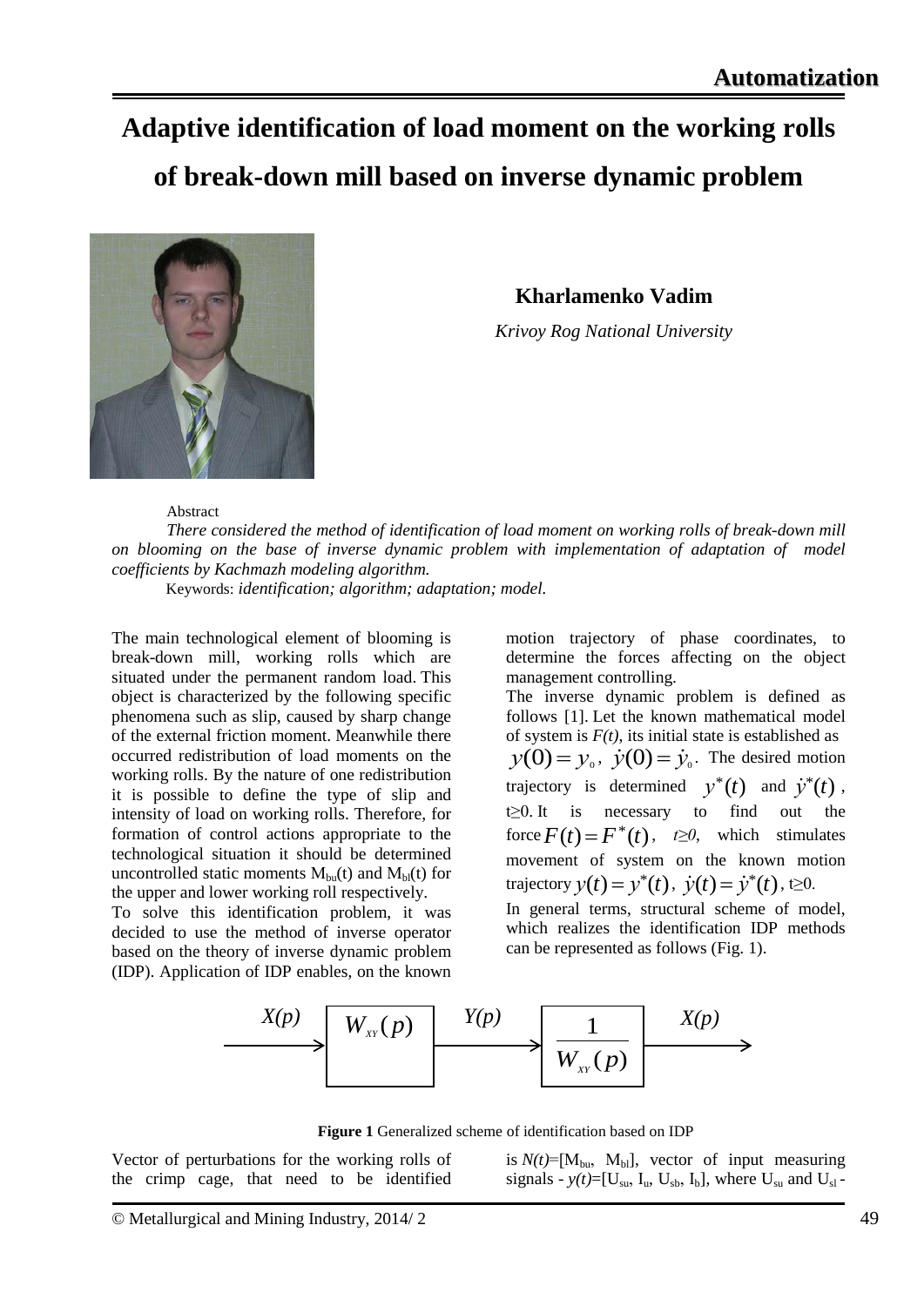# Adaptive identification of load moment on the working rolls of break-down mill based on inverse dynamic problem

**Kharlamenko Vadim**

*Krivoy Rog National University*

Abstract

*There considered the method of identification of load moment on working rolls of break-down mill on blooming on the base of inverse dynamic problem with implementation of adaptation of model coefficients by Kachmazh modeling algorithm.*

Keywords: *identification; algorithm; adaptation; model.*

The main technological element of blooming is break-down mill, working rolls which are situated under the permanent random load. This object is characterized by the following specific phenomena such as slip, caused by sharp change of the external friction moment. Meanwhile there occurred redistribution of load moments on the working rolls. By the nature of one redistribution it is possible to define the type of slip and intensity of load on working rolls. Therefore, for formation of control actions appropriate to the technological situation it should be determined uncontrolled static moments $M_{bu}(t)$ and $M_{bl}(t)$ for the upper and lower working roll respectively.

To solve this identification problem, it was decided to use the method of inverse operator based on the theory of inverse dynamic problem (IDP). Application of IDP enables, on the known motion trajectory of phase coordinates, to determine the forces affecting on the object management controlling.

The inverse dynamic problem is defined as follows [1]. Let the known mathematical model of system is *F(t)*, its initial state is established as $y(0) = y_0$, $\dot{y}(0) = \dot{y}_0$. The desired motion trajectory is determined $y^*(t)$ and $\dot{y}^*(t)$, $t \geq 0$. It is necessary to find out the force $F(t) = F^*(t)$, $t \geq 0$, which stimulates movement of system on the known motion trajectory $y(t) = y^*(t)$, $\dot{y}(t) = \dot{y}^*(t)$, $t \geq 0$.

In general terms, structural scheme of model, which realizes the identification IDP methods can be represented as follows (Fig. 1).

$$X(p) \rightarrow \boxed{W_{XY}(p)} \xrightarrow{Y(p)} \boxed{\frac{1}{W_{XY}(p)}} \rightarrow X(p)$$

**Figure 1** Generalized scheme of identification based on IDP

Vector of perturbations for the working rolls of the crimp cage, that need to be identified is $N(t)=[M_{bu}, M_{bl}]$, vector of input measuring signals - $y(t)=[U_{su}, I_u, U_{sb}, I_b]$, where $U_{su}$ and $U_{sl}$ -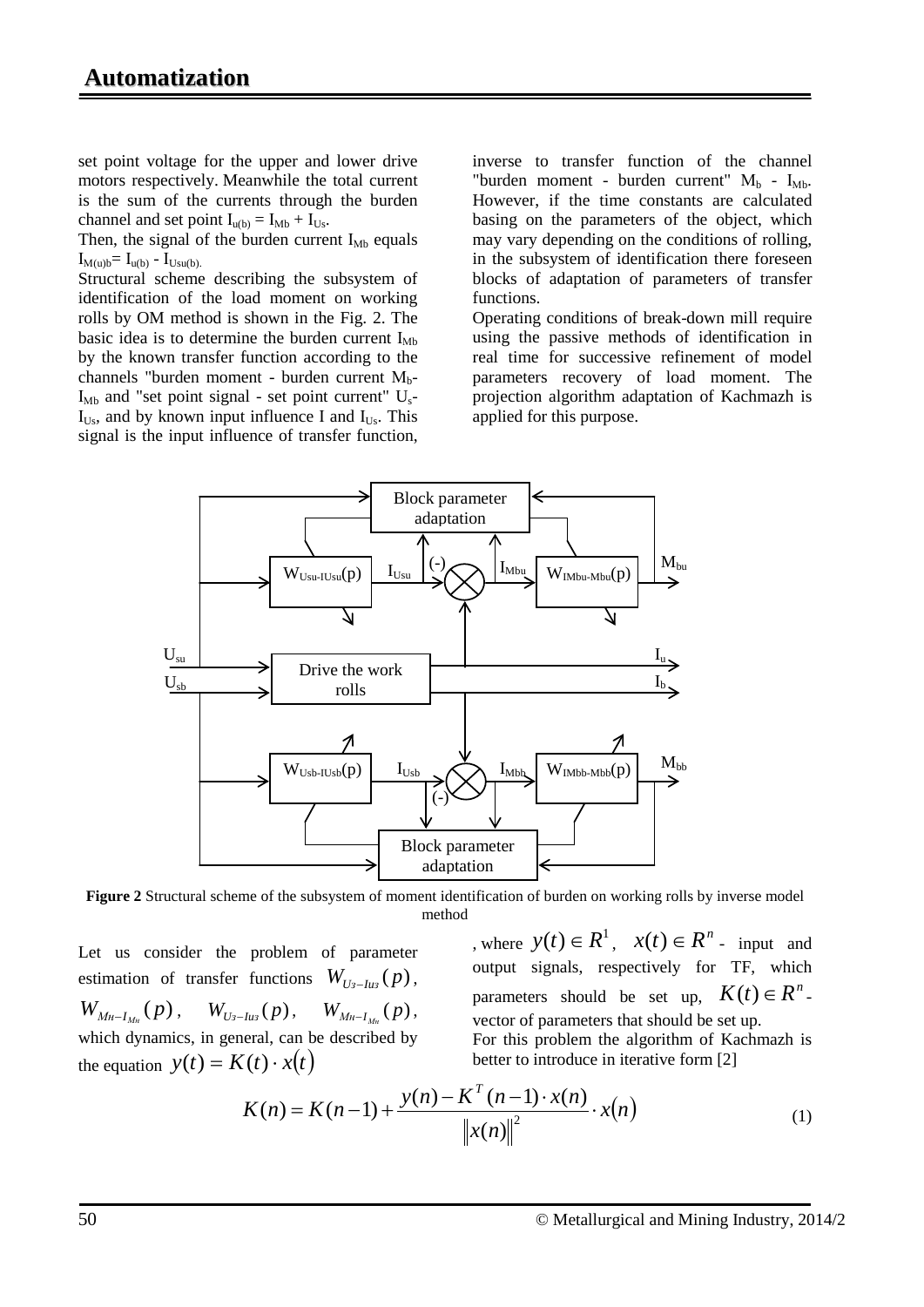set point voltage for the upper and lower drive motors respectively. Meanwhile the total current is the sum of the currents through the burden channel and set point $I_{u(b)} = I_{Mb} + I_{Us}$.

Then, the signal of the burden current $I_{Mb}$ equals $I_{M(u)b} = I_{u(b)} - I_{Usu(b)}$.

Structural scheme describing the subsystem of identification of the load moment on working rolls by OM method is shown in the Fig. 2. The basic idea is to determine the burden current $I_{Mb}$ by the known transfer function according to the channels "burden moment - burden current $M_b$-$I_{Mb}$ and "set point signal - set point current" $U_s$-$I_{Us}$, and by known input influence I and $I_{Us}$. This signal is the input influence of transfer function, inverse to transfer function of the channel "burden moment - burden current" $M_b$ - $I_{Mb}$. However, if the time constants are calculated basing on the parameters of the object, which may vary depending on the conditions of rolling, in the subsystem of identification there foreseen blocks of adaptation of parameters of transfer functions.

Operating conditions of break-down mill require using the passive methods of identification in real time for successive refinement of model parameters recovery of load moment. The projection algorithm adaptation of Kachmazh is applied for this purpose.

**Figure 2** Structural scheme of the subsystem of moment identification of burden on working rolls by inverse model method

Let us consider the problem of parameter estimation of transfer functions $W_{U_з-I_{Uз}}(p)$, $W_{M_н-I_{M_н}}(p)$, $W_{U_з-I_{Uз}}(p)$, $W_{M_н-I_{M_н}}(p)$, which dynamics, in general, can be described by the equation $y(t) = K(t) \cdot x(t)$, where $y(t) \in R^1$, $x(t) \in R^n$ - input and output signals, respectively for TF, which parameters should be set up, $K(t) \in R^n$ - vector of parameters that should be set up.

For this problem the algorithm of Kachmazh is better to introduce in iterative form [2]

$$K(n) = K(n-1) + \frac{y(n) - K^T(n-1) \cdot x(n)}{\|x(n)\|^2} \cdot x(n) \tag{1}$$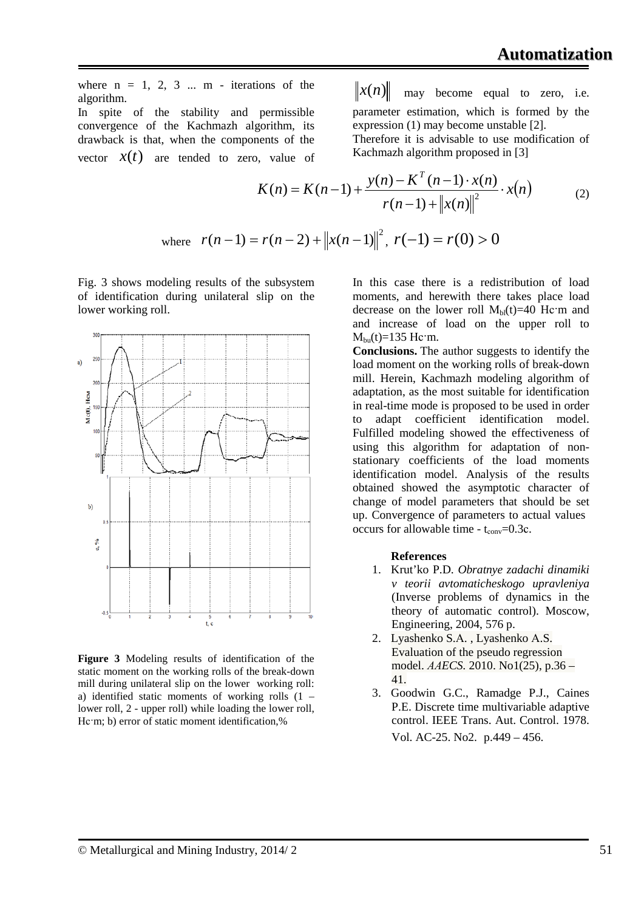where n = 1, 2, 3 ... m - iterations of the algorithm.

In spite of the stability and permissible convergence of the Kachmazh algorithm, its drawback is that, when the components of the vector $x(t)$ are tended to zero, value of $\|x(n)\|$ may become equal to zero, i.e. parameter estimation, which is formed by the expression (1) may become unstable [2].

Therefore it is advisable to use modification of Kachmazh algorithm proposed in [3]

$$K(n) = K(n-1) + \frac{y(n) - K^T(n-1)\cdot x(n)}{r(n-1) + \|x(n)\|^2}\cdot x(n) \qquad (2)$$

where $r(n-1) = r(n-2) + \|x(n-1)\|^2$, $r(-1) = r(0) > 0$

Fig. 3 shows modeling results of the subsystem of identification during unilateral slip on the lower working roll.

a)

300
250
200
150
100
50

Mс(t), Нсм

1
2

b)

1
0.5
0
-0.5

ε, %

0 1 2 3 4 5 6 7 8 9 10

t, c

**Figure 3** Modeling results of identification of the static moment on the working rolls of the break-down mill during unilateral slip on the lower working roll: a) identified static moments of working rolls (1 – lower roll, 2 - upper roll) while loading the lower roll, Hc·m; b) error of static moment identification,%

In this case there is a redistribution of load moments, and herewith there takes place load decrease on the lower roll $M_{bl}(t)$=40 Hc·m and and increase of load on the upper roll to $M_{bu}(t)$=135 Hc·m.

**Conclusions.** The author suggests to identify the load moment on the working rolls of break-down mill. Herein, Kachmazh modeling algorithm of adaptation, as the most suitable for identification in real-time mode is proposed to be used in order to adapt coefficient identification model. Fulfilled modeling showed the effectiveness of using this algorithm for adaptation of non-stationary coefficients of the load moments identification model. Analysis of the results obtained showed the asymptotic character of change of model parameters that should be set up. Convergence of parameters to actual values occurs for allowable time - $t_{conv}$=0.3c.

**References**

1. Krut'ko P.D. *Obratnye zadachi dinamiki v teorii avtomaticheskogo upravleniya* (Inverse problems of dynamics in the theory of automatic control). Moscow, Engineering, 2004, 576 p.
2. Lyashenko S.A. , Lyashenko A.S. Evaluation of the pseudo regression model. *AAECS.* 2010. No1(25), p.36 – 41.
3. Goodwin G.C., Ramadge P.J., Caines P.E. Discrete time multivariable adaptive control. IEEE Trans. Aut. Control. 1978. Vol. AC-25. No2. p.449 – 456.